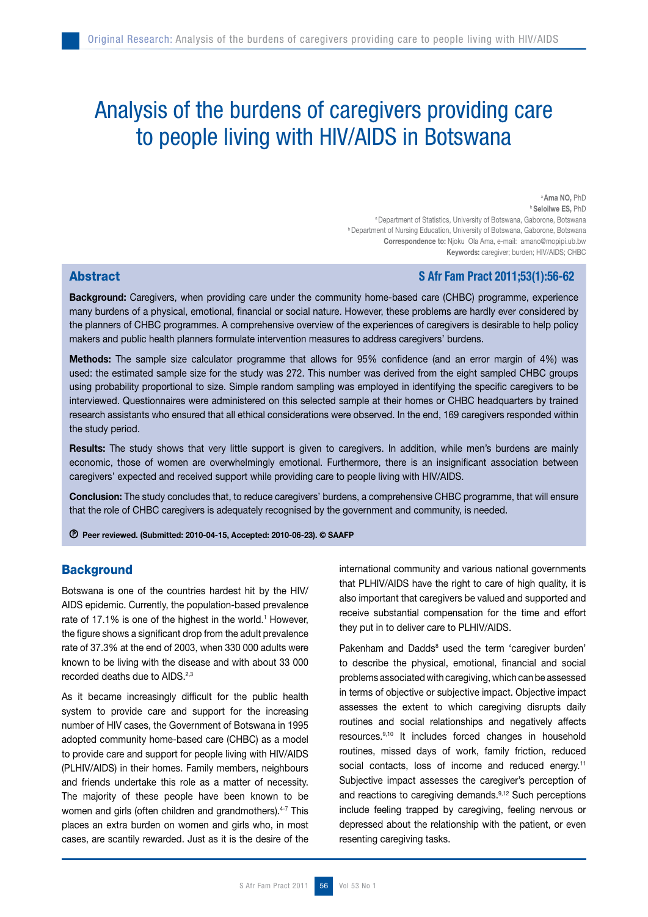# Analysis of the burdens of caregivers providing care to people living with HIV/AIDS in Botswana

[a] **Ama NO,** PhD
[b] **Seloilwe ES,** PhD
[a] Department of Statistics, University of Botswana, Gaborone, Botswana
[b] Department of Nursing Education, University of Botswana, Gaborone, Botswana
**Correspondence to:** Njoku Ola Ama, e-mail: amano@mopipi.ub.bw
**Keywords:** caregiver; burden; HIV/AIDS; CHBC

## Abstract

**S Afr Fam Pract 2011;53(1):56-62**

**Background:** Caregivers, when providing care under the community home-based care (CHBC) programme, experience many burdens of a physical, emotional, financial or social nature. However, these problems are hardly ever considered by the planners of CHBC programmes. A comprehensive overview of the experiences of caregivers is desirable to help policy makers and public health planners formulate intervention measures to address caregivers' burdens.

**Methods:** The sample size calculator programme that allows for 95% confidence (and an error margin of 4%) was used: the estimated sample size for the study was 272. This number was derived from the eight sampled CHBC groups using probability proportional to size. Simple random sampling was employed in identifying the specific caregivers to be interviewed. Questionnaires were administered on this selected sample at their homes or CHBC headquarters by trained research assistants who ensured that all ethical considerations were observed. In the end, 169 caregivers responded within the study period.

**Results:** The study shows that very little support is given to caregivers. In addition, while men's burdens are mainly economic, those of women are overwhelmingly emotional. Furthermore, there is an insignificant association between caregivers' expected and received support while providing care to people living with HIV/AIDS.

**Conclusion:** The study concludes that, to reduce caregivers' burdens, a comprehensive CHBC programme, that will ensure that the role of CHBC caregivers is adequately recognised by the government and community, is needed.

Ⓟ **Peer reviewed. (Submitted: 2010-04-15, Accepted: 2010-06-23). © SAAFP**

## Background

Botswana is one of the countries hardest hit by the HIV/AIDS epidemic. Currently, the population-based prevalence rate of 17.1% is one of the highest in the world.[1] However, the figure shows a significant drop from the adult prevalence rate of 37.3% at the end of 2003, when 330 000 adults were known to be living with the disease and with about 33 000 recorded deaths due to AIDS.[2,3]

As it became increasingly difficult for the public health system to provide care and support for the increasing number of HIV cases, the Government of Botswana in 1995 adopted community home-based care (CHBC) as a model to provide care and support for people living with HIV/AIDS (PLHIV/AIDS) in their homes. Family members, neighbours and friends undertake this role as a matter of necessity. The majority of these people have been known to be women and girls (often children and grandmothers).[4-7] This places an extra burden on women and girls who, in most cases, are scantily rewarded. Just as it is the desire of the international community and various national governments that PLHIV/AIDS have the right to care of high quality, it is also important that caregivers be valued and supported and receive substantial compensation for the time and effort they put in to deliver care to PLHIV/AIDS.

Pakenham and Dadds[8] used the term 'caregiver burden' to describe the physical, emotional, financial and social problems associated with caregiving, which can be assessed in terms of objective or subjective impact. Objective impact assesses the extent to which caregiving disrupts daily routines and social relationships and negatively affects resources.[9,10] It includes forced changes in household routines, missed days of work, family friction, reduced social contacts, loss of income and reduced energy.[11] Subjective impact assesses the caregiver's perception of and reactions to caregiving demands.[9,12] Such perceptions include feeling trapped by caregiving, feeling nervous or depressed about the relationship with the patient, or even resenting caregiving tasks.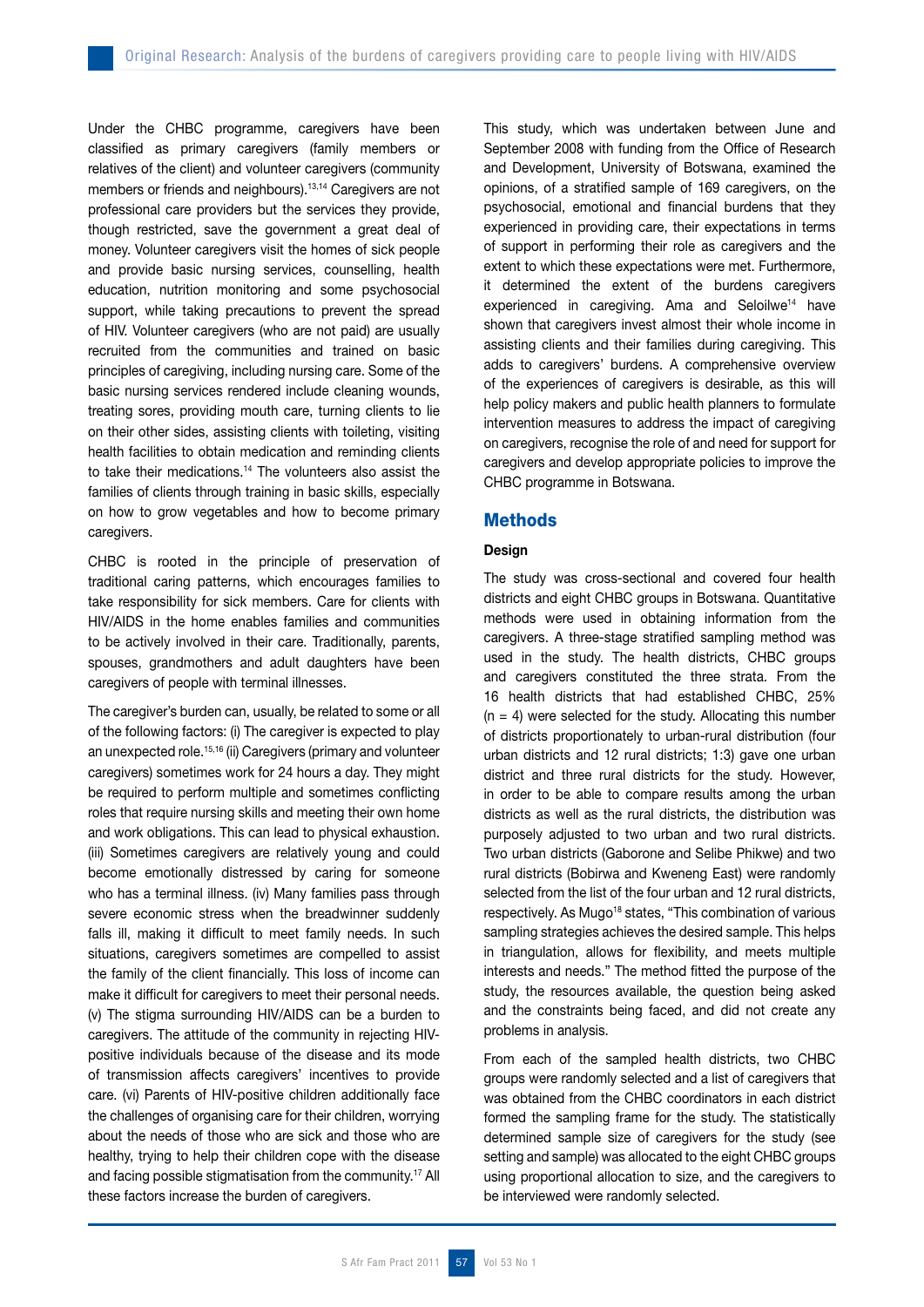Under the CHBC programme, caregivers have been classified as primary caregivers (family members or relatives of the client) and volunteer caregivers (community members or friends and neighbours).[13,14] Caregivers are not professional care providers but the services they provide, though restricted, save the government a great deal of money. Volunteer caregivers visit the homes of sick people and provide basic nursing services, counselling, health education, nutrition monitoring and some psychosocial support, while taking precautions to prevent the spread of HIV. Volunteer caregivers (who are not paid) are usually recruited from the communities and trained on basic principles of caregiving, including nursing care. Some of the basic nursing services rendered include cleaning wounds, treating sores, providing mouth care, turning clients to lie on their other sides, assisting clients with toileting, visiting health facilities to obtain medication and reminding clients to take their medications.[14] The volunteers also assist the families of clients through training in basic skills, especially on how to grow vegetables and how to become primary caregivers.

CHBC is rooted in the principle of preservation of traditional caring patterns, which encourages families to take responsibility for sick members. Care for clients with HIV/AIDS in the home enables families and communities to be actively involved in their care. Traditionally, parents, spouses, grandmothers and adult daughters have been caregivers of people with terminal illnesses.

The caregiver's burden can, usually, be related to some or all of the following factors: (i) The caregiver is expected to play an unexpected role.[15,16] (ii) Caregivers (primary and volunteer caregivers) sometimes work for 24 hours a day. They might be required to perform multiple and sometimes conflicting roles that require nursing skills and meeting their own home and work obligations. This can lead to physical exhaustion. (iii) Sometimes caregivers are relatively young and could become emotionally distressed by caring for someone who has a terminal illness. (iv) Many families pass through severe economic stress when the breadwinner suddenly falls ill, making it difficult to meet family needs. In such situations, caregivers sometimes are compelled to assist the family of the client financially. This loss of income can make it difficult for caregivers to meet their personal needs. (v) The stigma surrounding HIV/AIDS can be a burden to caregivers. The attitude of the community in rejecting HIV-positive individuals because of the disease and its mode of transmission affects caregivers' incentives to provide care. (vi) Parents of HIV-positive children additionally face the challenges of organising care for their children, worrying about the needs of those who are sick and those who are healthy, trying to help their children cope with the disease and facing possible stigmatisation from the community.[17] All these factors increase the burden of caregivers.

This study, which was undertaken between June and September 2008 with funding from the Office of Research and Development, University of Botswana, examined the opinions, of a stratified sample of 169 caregivers, on the psychosocial, emotional and financial burdens that they experienced in providing care, their expectations in terms of support in performing their role as caregivers and the extent to which these expectations were met. Furthermore, it determined the extent of the burdens caregivers experienced in caregiving. Ama and Seloilwe[14] have shown that caregivers invest almost their whole income in assisting clients and their families during caregiving. This adds to caregivers' burdens. A comprehensive overview of the experiences of caregivers is desirable, as this will help policy makers and public health planners to formulate intervention measures to address the impact of caregiving on caregivers, recognise the role of and need for support for caregivers and develop appropriate policies to improve the CHBC programme in Botswana.

## Methods

### Design

The study was cross-sectional and covered four health districts and eight CHBC groups in Botswana. Quantitative methods were used in obtaining information from the caregivers. A three-stage stratified sampling method was used in the study. The health districts, CHBC groups and caregivers constituted the three strata. From the 16 health districts that had established CHBC, 25% (n = 4) were selected for the study. Allocating this number of districts proportionately to urban-rural distribution (four urban districts and 12 rural districts; 1:3) gave one urban district and three rural districts for the study. However, in order to be able to compare results among the urban districts as well as the rural districts, the distribution was purposely adjusted to two urban and two rural districts. Two urban districts (Gaborone and Selibe Phikwe) and two rural districts (Bobirwa and Kweneng East) were randomly selected from the list of the four urban and 12 rural districts, respectively. As Mugo[18] states, "This combination of various sampling strategies achieves the desired sample. This helps in triangulation, allows for flexibility, and meets multiple interests and needs." The method fitted the purpose of the study, the resources available, the question being asked and the constraints being faced, and did not create any problems in analysis.

From each of the sampled health districts, two CHBC groups were randomly selected and a list of caregivers that was obtained from the CHBC coordinators in each district formed the sampling frame for the study. The statistically determined sample size of caregivers for the study (see setting and sample) was allocated to the eight CHBC groups using proportional allocation to size, and the caregivers to be interviewed were randomly selected.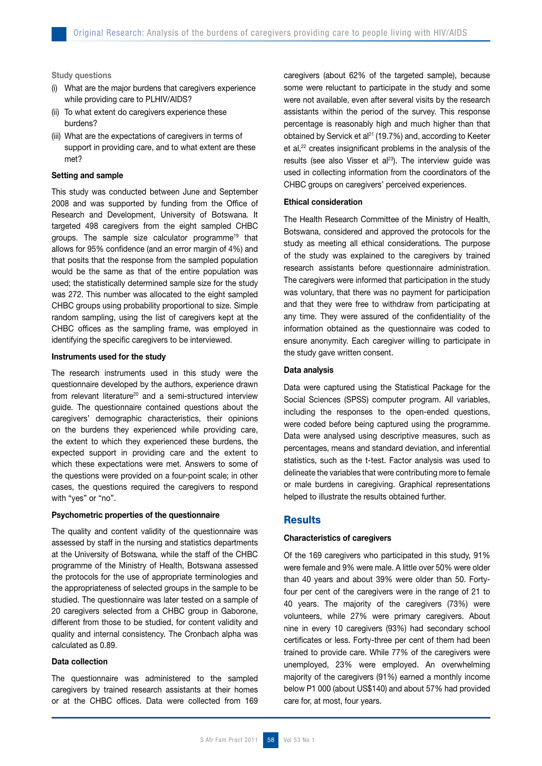**Study questions**

(i) What are the major burdens that caregivers experience while providing care to PLHIV/AIDS?

(ii) To what extent do caregivers experience these burdens?

(iii) What are the expectations of caregivers in terms of support in providing care, and to what extent are these met?

**Setting and sample**

This study was conducted between June and September 2008 and was supported by funding from the Office of Research and Development, University of Botswana. It targeted 498 caregivers from the eight sampled CHBC groups. The sample size calculator programme[19] that allows for 95% confidence (and an error margin of 4%) and that posits that the response from the sampled population would be the same as that of the entire population was used; the statistically determined sample size for the study was 272. This number was allocated to the eight sampled CHBC groups using probability proportional to size. Simple random sampling, using the list of caregivers kept at the CHBC offices as the sampling frame, was employed in identifying the specific caregivers to be interviewed.

**Instruments used for the study**

The research instruments used in this study were the questionnaire developed by the authors, experience drawn from relevant literature[20] and a semi-structured interview guide. The questionnaire contained questions about the caregivers' demographic characteristics, their opinions on the burdens they experienced while providing care, the extent to which they experienced these burdens, the expected support in providing care and the extent to which these expectations were met. Answers to some of the questions were provided on a four-point scale; in other cases, the questions required the caregivers to respond with "yes" or "no".

**Psychometric properties of the questionnaire**

The quality and content validity of the questionnaire was assessed by staff in the nursing and statistics departments at the University of Botswana, while the staff of the CHBC programme of the Ministry of Health, Botswana assessed the protocols for the use of appropriate terminologies and the appropriateness of selected groups in the sample to be studied. The questionnaire was later tested on a sample of 20 caregivers selected from a CHBC group in Gaborone, different from those to be studied, for content validity and quality and internal consistency. The Cronbach alpha was calculated as 0.89.

**Data collection**

The questionnaire was administered to the sampled caregivers by trained research assistants at their homes or at the CHBC offices. Data were collected from 169 caregivers (about 62% of the targeted sample), because some were reluctant to participate in the study and some were not available, even after several visits by the research assistants within the period of the survey. This response percentage is reasonably high and much higher than that obtained by Servick et al[21] (19.7%) and, according to Keeter et al,[22] creates insignificant problems in the analysis of the results (see also Visser et al[23]). The interview guide was used in collecting information from the coordinators of the CHBC groups on caregivers' perceived experiences.

**Ethical consideration**

The Health Research Committee of the Ministry of Health, Botswana, considered and approved the protocols for the study as meeting all ethical considerations. The purpose of the study was explained to the caregivers by trained research assistants before questionnaire administration. The caregivers were informed that participation in the study was voluntary, that there was no payment for participation and that they were free to withdraw from participating at any time. They were assured of the confidentiality of the information obtained as the questionnaire was coded to ensure anonymity. Each caregiver willing to participate in the study gave written consent.

**Data analysis**

Data were captured using the Statistical Package for the Social Sciences (SPSS) computer program. All variables, including the responses to the open-ended questions, were coded before being captured using the programme. Data were analysed using descriptive measures, such as percentages, means and standard deviation, and inferential statistics, such as the t-test. Factor analysis was used to delineate the variables that were contributing more to female or male burdens in caregiving. Graphical representations helped to illustrate the results obtained further.

## Results

**Characteristics of caregivers**

Of the 169 caregivers who participated in this study, 91% were female and 9% were male. A little over 50% were older than 40 years and about 39% were older than 50. Forty-four per cent of the caregivers were in the range of 21 to 40 years. The majority of the caregivers (73%) were volunteers, while 27% were primary caregivers. About nine in every 10 caregivers (93%) had secondary school certificates or less. Forty-three per cent of them had been trained to provide care. While 77% of the caregivers were unemployed, 23% were employed. An overwhelming majority of the caregivers (91%) earned a monthly income below P1 000 (about US$140) and about 57% had provided care for, at most, four years.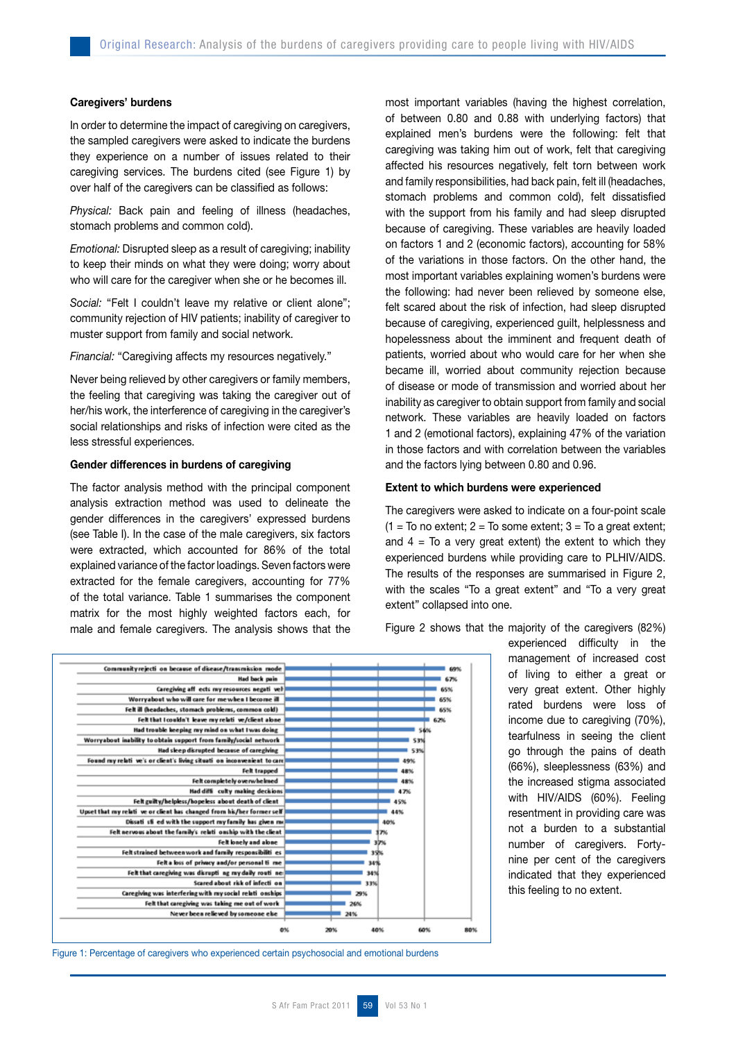### Caregivers' burdens

In order to determine the impact of caregiving on caregivers, the sampled caregivers were asked to indicate the burdens they experience on a number of issues related to their caregiving services. The burdens cited (see Figure 1) by over half of the caregivers can be classified as follows:

*Physical:* Back pain and feeling of illness (headaches, stomach problems and common cold).

*Emotional:* Disrupted sleep as a result of caregiving; inability to keep their minds on what they were doing; worry about who will care for the caregiver when she or he becomes ill.

*Social:* "Felt I couldn't leave my relative or client alone"; community rejection of HIV patients; inability of caregiver to muster support from family and social network.

*Financial:* "Caregiving affects my resources negatively."

Never being relieved by other caregivers or family members, the feeling that caregiving was taking the caregiver out of her/his work, the interference of caregiving in the caregiver's social relationships and risks of infection were cited as the less stressful experiences.

### Gender differences in burdens of caregiving

The factor analysis method with the principal component analysis extraction method was used to delineate the gender differences in the caregivers' expressed burdens (see Table I). In the case of the male caregivers, six factors were extracted, which accounted for 86% of the total explained variance of the factor loadings. Seven factors were extracted for the female caregivers, accounting for 77% of the total variance. Table 1 summarises the component matrix for the most highly weighted factors each, for male and female caregivers. The analysis shows that the most important variables (having the highest correlation, of between 0.80 and 0.88 with underlying factors) that explained men's burdens were the following: felt that caregiving was taking him out of work, felt that caregiving affected his resources negatively, felt torn between work and family responsibilities, had back pain, felt ill (headaches, stomach problems and common cold), felt dissatisfied with the support from his family and had sleep disrupted because of caregiving. These variables are heavily loaded on factors 1 and 2 (economic factors), accounting for 58% of the variations in those factors. On the other hand, the most important variables explaining women's burdens were the following: had never been relieved by someone else, felt scared about the risk of infection, had sleep disrupted because of caregiving, experienced guilt, helplessness and hopelessness about the imminent and frequent death of patients, worried about who would care for her when she became ill, worried about community rejection because of disease or mode of transmission and worried about her inability as caregiver to obtain support from family and social network. These variables are heavily loaded on factors 1 and 2 (emotional factors), explaining 47% of the variation in those factors and with correlation between the variables and the factors lying between 0.80 and 0.96.

### Extent to which burdens were experienced

The caregivers were asked to indicate on a four-point scale (1 = To no extent; 2 = To some extent; 3 = To a great extent; and 4 = To a very great extent) the extent to which they experienced burdens while providing care to PLHIV/AIDS. The results of the responses are summarised in Figure 2, with the scales "To a great extent" and "To a very great extent" collapsed into one.

Figure 2 shows that the majority of the caregivers (82%) experienced difficulty in the management of increased cost of living to either a great or very great extent. Other highly rated burdens were loss of income due to caregiving (70%), tearfulness in seeing the client go through the pains of death (66%), sleeplessness (63%) and the increased stigma associated with HIV/AIDS (60%). Feeling resentment in providing care was not a burden to a substantial number of caregivers. Forty-nine per cent of the caregivers indicated that they experienced this feeling to no extent.

| Burden | Percentage |
|---|---|
| Community rejection because of disease/transmission mode | 69% |
| Had back pain | 67% |
| Caregiving affects my resources negatively | 65% |
| Worry about who will care for me when I become ill | 65% |
| Felt ill (headaches, stomach problems, common cold) | 65% |
| Felt that I couldn't leave my relative/client alone | 62% |
| Had trouble keeping my mind on what I was doing | 56% |
| Worry about inability to obtain support from family/social network | 53% |
| Had sleep disrupted because of caregiving | 53% |
| Found my relative's or client's living situation inconvenient to care | 49% |
| Felt trapped | 48% |
| Felt completely overwhelmed | 48% |
| Had difficulty making decisions | 47% |
| Felt guilty/helpless/hopeless about death of client | 45% |
| Upset that my relative or client has changed from his/her former self | 44% |
| Dissatisfied with the support my family has given me | 40% |
| Felt nervous about the family's relationship with the client | 37% |
| Felt lonely and alone | 37% |
| Felt strained between work and family responsibilities | 35% |
| Felt a loss of privacy and/or personal time | 34% |
| Felt that caregiving was disrupting my daily routine | 34% |
| Scared about risk of infection | 33% |
| Caregiving was interfering with my social relationships | 29% |
| Felt that caregiving was taking me out of work | 26% |
| Never been relieved by someone else | 24% |

Figure 1: Percentage of caregivers who experienced certain psychosocial and emotional burdens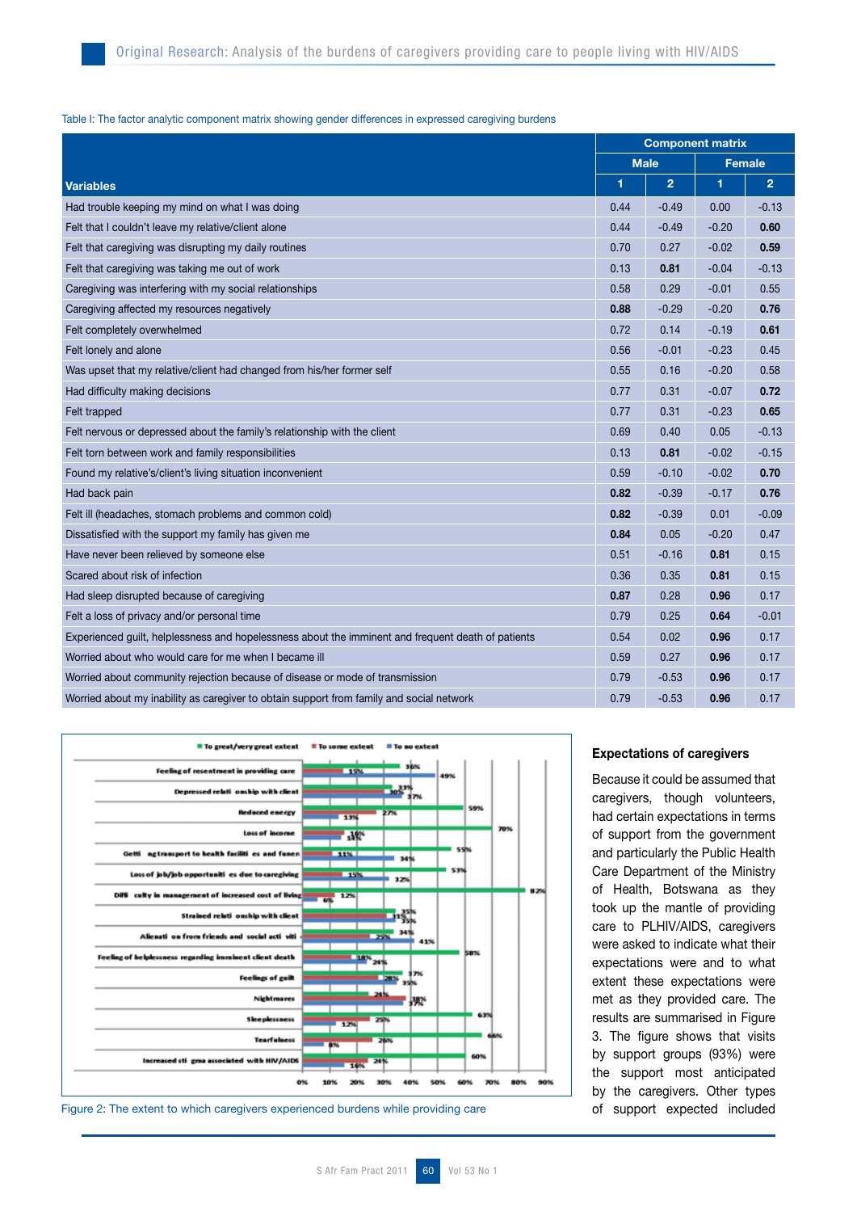Table I: The factor analytic component matrix showing gender differences in expressed caregiving burdens

| Variables | Component matrix | | | |
|---|---|---|---|---|
| | Male | | Female | |
| | 1 | 2 | 1 | 2 |
| Had trouble keeping my mind on what I was doing | 0.44 | -0.49 | 0.00 | -0.13 |
| Felt that I couldn't leave my relative/client alone | 0.44 | -0.49 | -0.20 | **0.60** |
| Felt that caregiving was disrupting my daily routines | 0.70 | 0.27 | -0.02 | **0.59** |
| Felt that caregiving was taking me out of work | 0.13 | **0.81** | -0.04 | -0.13 |
| Caregiving was interfering with my social relationships | 0.58 | 0.29 | -0.01 | 0.55 |
| Caregiving affected my resources negatively | **0.88** | -0.29 | -0.20 | **0.76** |
| Felt completely overwhelmed | 0.72 | 0.14 | -0.19 | **0.61** |
| Felt lonely and alone | 0.56 | -0.01 | -0.23 | 0.45 |
| Was upset that my relative/client had changed from his/her former self | 0.55 | 0.16 | -0.20 | 0.58 |
| Had difficulty making decisions | 0.77 | 0.31 | -0.07 | **0.72** |
| Felt trapped | 0.77 | 0.31 | -0.23 | **0.65** |
| Felt nervous or depressed about the family's relationship with the client | 0.69 | 0.40 | 0.05 | -0.13 |
| Felt torn between work and family responsibilities | 0.13 | **0.81** | -0.02 | -0.15 |
| Found my relative's/client's living situation inconvenient | 0.59 | -0.10 | -0.02 | **0.70** |
| Had back pain | **0.82** | -0.39 | -0.17 | **0.76** |
| Felt ill (headaches, stomach problems and common cold) | **0.82** | -0.39 | 0.01 | -0.09 |
| Dissatisfied with the support my family has given me | **0.84** | 0.05 | -0.20 | 0.47 |
| Have never been relieved by someone else | 0.51 | -0.16 | **0.81** | 0.15 |
| Scared about risk of infection | 0.36 | 0.35 | **0.81** | 0.15 |
| Had sleep disrupted because of caregiving | **0.87** | 0.28 | **0.96** | 0.17 |
| Felt a loss of privacy and/or personal time | 0.79 | 0.25 | **0.64** | -0.01 |
| Experienced guilt, helplessness and hopelessness about the imminent and frequent death of patients | 0.54 | 0.02 | **0.96** | 0.17 |
| Worried about who would care for me when I became ill | 0.59 | 0.27 | **0.96** | 0.17 |
| Worried about community rejection because of disease or mode of transmission | 0.79 | -0.53 | **0.96** | 0.17 |
| Worried about my inability as caregiver to obtain support from family and social network | 0.79 | -0.53 | **0.96** | 0.17 |

Figure 2: The extent to which caregivers experienced burdens while providing care

### Expectations of caregivers

Because it could be assumed that caregivers, though volunteers, had certain expectations in terms of support from the government and particularly the Public Health Care Department of the Ministry of Health, Botswana as they took up the mantle of providing care to PLHIV/AIDS, caregivers were asked to indicate what their expectations were and to what extent these expectations were met as they provided care. The results are summarised in Figure 3. The figure shows that visits by support groups (93%) were the support most anticipated by the caregivers. Other types of support expected included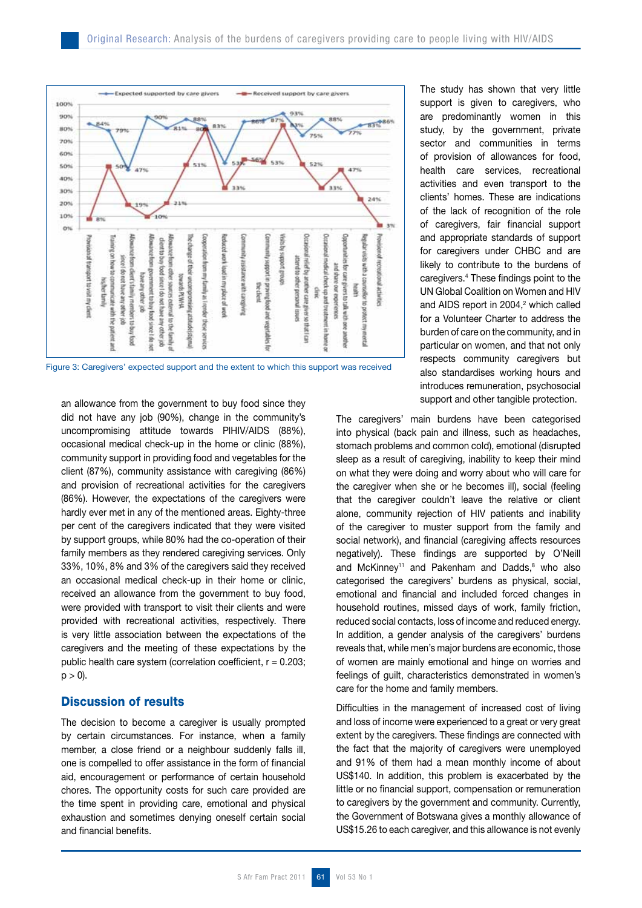Figure 3: Caregivers' expected support and the extent to which this support was received

The study has shown that very little support is given to caregivers, who are predominantly women in this study, by the government, private sector and communities in terms of provision of allowances for food, health care services, recreational activities and even transport to the clients' homes. These are indications of the lack of recognition of the role of caregivers, fair financial support and appropriate standards of support for caregivers under CHBC and are likely to contribute to the burdens of caregivers.[4] These findings point to the UN Global Coalition on Women and HIV and AIDS report in 2004,[2] which called for a Volunteer Charter to address the burden of care on the community, and in particular on women, and that not only respects community caregivers but also standardises working hours and introduces remuneration, psychosocial support and other tangible protection.

an allowance from the government to buy food since they did not have any job (90%), change in the community's uncompromising attitude towards PlHIV/AIDS (88%), occasional medical check-up in the home or clinic (88%), community support in providing food and vegetables for the client (87%), community assistance with caregiving (86%) and provision of recreational activities for the caregivers (86%). However, the expectations of the caregivers were hardly ever met in any of the mentioned areas. Eighty-three per cent of the caregivers indicated that they were visited by support groups, while 80% had the co-operation of their family members as they rendered caregiving services. Only 33%, 10%, 8% and 3% of the caregivers said they received an occasional medical check-up in their home or clinic, received an allowance from the government to buy food, were provided with transport to visit their clients and were provided with recreational activities, respectively. There is very little association between the expectations of the caregivers and the meeting of these expectations by the public health care system (correlation coefficient, $r = 0.203$; $p > 0$).

## Discussion of results

The decision to become a caregiver is usually prompted by certain circumstances. For instance, when a family member, a close friend or a neighbour suddenly falls ill, one is compelled to offer assistance in the form of financial aid, encouragement or performance of certain household chores. The opportunity costs for such care provided are the time spent in providing care, emotional and physical exhaustion and sometimes denying oneself certain social and financial benefits.

The caregivers' main burdens have been categorised into physical (back pain and illness, such as headaches, stomach problems and common cold), emotional (disrupted sleep as a result of caregiving, inability to keep their mind on what they were doing and worry about who will care for the caregiver when she or he becomes ill), social (feeling that the caregiver couldn't leave the relative or client alone, community rejection of HIV patients and inability of the caregiver to muster support from the family and social network), and financial (caregiving affects resources negatively). These findings are supported by O'Neill and McKinney[11] and Pakenham and Dadds,[8] who also categorised the caregivers' burdens as physical, social, emotional and financial and included forced changes in household routines, missed days of work, family friction, reduced social contacts, loss of income and reduced energy. In addition, a gender analysis of the caregivers' burdens reveals that, while men's major burdens are economic, those of women are mainly emotional and hinge on worries and feelings of guilt, characteristics demonstrated in women's care for the home and family members.

Difficulties in the management of increased cost of living and loss of income were experienced to a great or very great extent by the caregivers. These findings are connected with the fact that the majority of caregivers were unemployed and 91% of them had a mean monthly income of about US$140. In addition, this problem is exacerbated by the little or no financial support, compensation or remuneration to caregivers by the government and community. Currently, the Government of Botswana gives a monthly allowance of US$15.26 to each caregiver, and this allowance is not evenly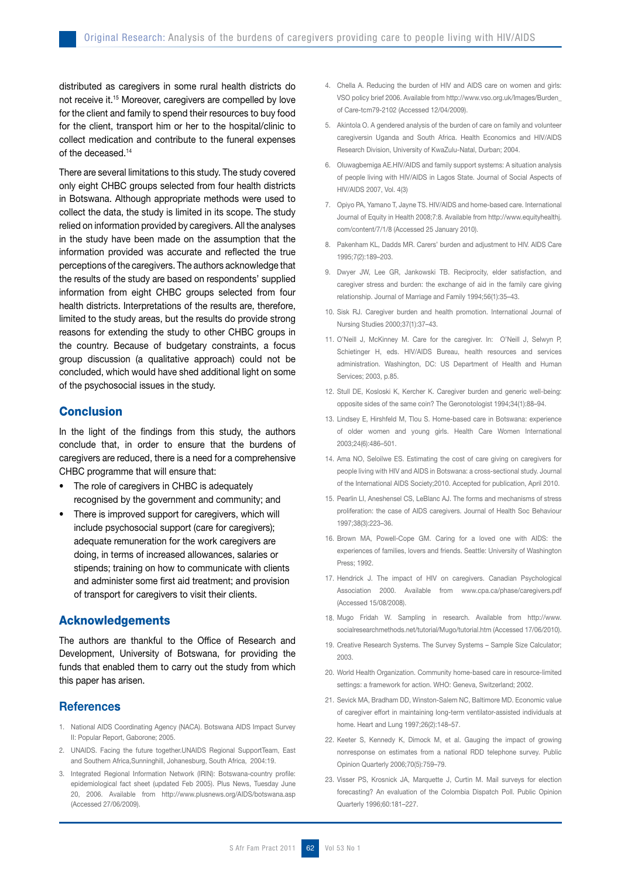distributed as caregivers in some rural health districts do not receive it.[15] Moreover, caregivers are compelled by love for the client and family to spend their resources to buy food for the client, transport him or her to the hospital/clinic to collect medication and contribute to the funeral expenses of the deceased.[14]

There are several limitations to this study. The study covered only eight CHBC groups selected from four health districts in Botswana. Although appropriate methods were used to collect the data, the study is limited in its scope. The study relied on information provided by caregivers. All the analyses in the study have been made on the assumption that the information provided was accurate and reflected the true perceptions of the caregivers. The authors acknowledge that the results of the study are based on respondents' supplied information from eight CHBC groups selected from four health districts. Interpretations of the results are, therefore, limited to the study areas, but the results do provide strong reasons for extending the study to other CHBC groups in the country. Because of budgetary constraints, a focus group discussion (a qualitative approach) could not be concluded, which would have shed additional light on some of the psychosocial issues in the study.

## Conclusion

In the light of the findings from this study, the authors conclude that, in order to ensure that the burdens of caregivers are reduced, there is a need for a comprehensive CHBC programme that will ensure that:

- The role of caregivers in CHBC is adequately recognised by the government and community; and
- There is improved support for caregivers, which will include psychosocial support (care for caregivers); adequate remuneration for the work caregivers are doing, in terms of increased allowances, salaries or stipends; training on how to communicate with clients and administer some first aid treatment; and provision of transport for caregivers to visit their clients.

## Acknowledgements

The authors are thankful to the Office of Research and Development, University of Botswana, for providing the funds that enabled them to carry out the study from which this paper has arisen.

## References

1. National AIDS Coordinating Agency (NACA). Botswana AIDS Impact Survey II: Popular Report, Gaborone; 2005.
2. UNAIDS. Facing the future together.UNAIDS Regional SupportTeam, East and Southern Africa,Sunninghill, Johanesburg, South Africa, 2004:19.
3. Integrated Regional Information Network (IRIN): Botswana-country profile: epidemiological fact sheet (updated Feb 2005). Plus News, Tuesday June 20, 2006. Available from http://www.plusnews.org/AIDS/botswana.asp (Accessed 27/06/2009).
4. Chella A. Reducing the burden of HIV and AIDS care on women and girls: VSO policy brief 2006. Available from http://www.vso.org.uk/Images/Burden_of Care-tcm79-2102 (Accessed 12/04/2009).
5. Akintola O. A gendered analysis of the burden of care on family and volunteer caregiversin Uganda and South Africa. Health Economics and HIV/AIDS Research Division, University of KwaZulu-Natal, Durban; 2004.
6. Oluwagbemiga AE.HIV/AIDS and family support systems: A situation analysis of people living with HIV/AIDS in Lagos State. Journal of Social Aspects of HIV/AIDS 2007, Vol. 4(3)
7. Opiyo PA, Yamano T, Jayne TS. HIV/AIDS and home-based care. International Journal of Equity in Health 2008;7:8. Available from http://www.equityhealthj.com/content/7/1/8 (Accessed 25 January 2010).
8. Pakenham KL, Dadds MR. Carers' burden and adjustment to HIV. AIDS Care 1995;7(2):189–203.
9. Dwyer JW, Lee GR, Jankowski TB. Reciprocity, elder satisfaction, and caregiver stress and burden: the exchange of aid in the family care giving relationship. Journal of Marriage and Family 1994;56(1):35–43.
10. Sisk RJ. Caregiver burden and health promotion. International Journal of Nursing Studies 2000;37(1):37–43.
11. O'Neill J, McKinney M. Care for the caregiver. In: O'Neill J, Selwyn P, Schietinger H, eds. HIV/AIDS Bureau, health resources and services administration. Washington, DC: US Department of Health and Human Services; 2003, p.85.
12. Stull DE, Kosloski K, Kercher K. Caregiver burden and generic well-being: opposite sides of the same coin? The Gerontologist 1994;34(1):88–94.
13. Lindsey E, Hirshfeld M, Tlou S. Home-based care in Botswana: experience of older women and young girls. Health Care Women International 2003;24(6):486–501.
14. Ama NO, Seloilwe ES. Estimating the cost of care giving on caregivers for people living with HIV and AIDS in Botswana: a cross-sectional study. Journal of the International AIDS Society;2010. Accepted for publication, April 2010.
15. Pearlin LI, Aneshensel CS, LeBlanc AJ. The forms and mechanisms of stress proliferation: the case of AIDS caregivers. Journal of Health Soc Behaviour 1997;38(3):223–36.
16. Brown MA, Powell-Cope GM. Caring for a loved one with AIDS: the experiences of families, lovers and friends. Seattle: University of Washington Press; 1992.
17. Hendrick J. The impact of HIV on caregivers. Canadian Psychological Association 2000. Available from www.cpa.ca/phase/caregivers.pdf (Accessed 15/08/2008).
18. Mugo Fridah W. Sampling in research. Available from http://www.socialresearchmethods.net/tutorial/Mugo/tutorial.htm (Accessed 17/06/2010).
19. Creative Research Systems. The Survey Systems – Sample Size Calculator; 2003.
20. World Health Organization. Community home-based care in resource-limited settings: a framework for action. WHO: Geneva, Switzerland; 2002.
21. Sevick MA, Bradham DD, Winston-Salem NC, Baltimore MD. Economic value of caregiver effort in maintaining long-term ventilator-assisted individuals at home. Heart and Lung 1997;26(2):148–57.
22. Keeter S, Kennedy K, Dimock M, et al. Gauging the impact of growing nonresponse on estimates from a national RDD telephone survey. Public Opinion Quarterly 2006;70(5):759–79.
23. Visser PS, Krosnick JA, Marquette J, Curtin M. Mail surveys for election forecasting? An evaluation of the Colombia Dispatch Poll. Public Opinion Quarterly 1996;60:181–227.